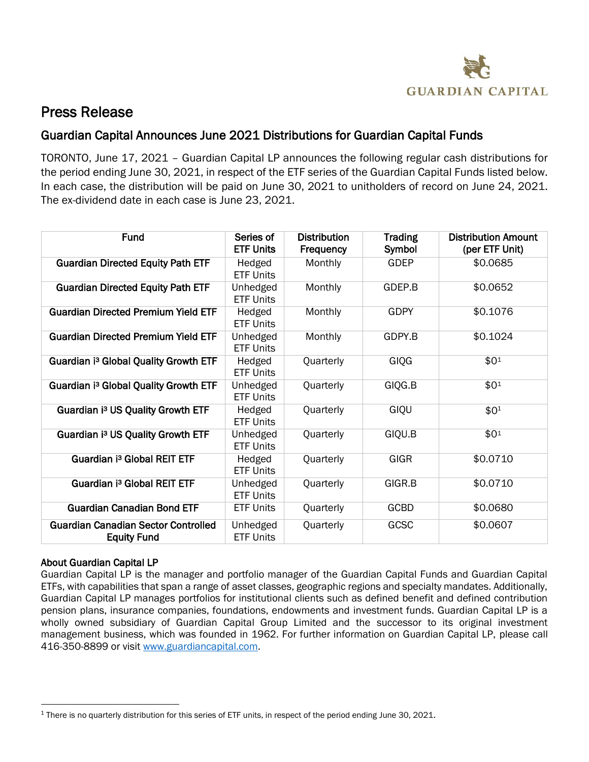# Press Release

## Guardian Capital Announces June 2021 Distributions for Guardian Capital Funds

TORONTO, June 17, 2021 – Guardian Capital LP announces the following regular cash distributions for the period ending June 30, 2021, in respect of the ETF series of the Guardian Capital Funds listed below. In each case, the distribution will be paid on June 30, 2021 to unitholders of record on June 24, 2021. The ex-dividend date in each case is June 23, 2021.

| Fund | Series of ETF Units | Distribution Frequency | Trading Symbol | Distribution Amount (per ETF Unit) |
|---|---|---|---|---|
| **Guardian Directed Equity Path ETF** | Hedged ETF Units | Monthly | GDEP | $0.0685 |
| **Guardian Directed Equity Path ETF** | Unhedged ETF Units | Monthly | GDEP.B | $0.0652 |
| **Guardian Directed Premium Yield ETF** | Hedged ETF Units | Monthly | GDPY | $0.1076 |
| **Guardian Directed Premium Yield ETF** | Unhedged ETF Units | Monthly | GDPY.B | $0.1024 |
| **Guardian i³ Global Quality Growth ETF** | Hedged ETF Units | Quarterly | GIQG | $0[1] |
| **Guardian i³ Global Quality Growth ETF** | Unhedged ETF Units | Quarterly | GIQG.B | $0[1] |
| **Guardian i³ US Quality Growth ETF** | Hedged ETF Units | Quarterly | GIQU | $0[1] |
| **Guardian i³ US Quality Growth ETF** | Unhedged ETF Units | Quarterly | GIQU.B | $0[1] |
| **Guardian i³ Global REIT ETF** | Hedged ETF Units | Quarterly | GIGR | $0.0710 |
| **Guardian i³ Global REIT ETF** | Unhedged ETF Units | Quarterly | GIGR.B | $0.0710 |
| **Guardian Canadian Bond ETF** | ETF Units | Quarterly | GCBD | $0.0680 |
| **Guardian Canadian Sector Controlled Equity Fund** | Unhedged ETF Units | Quarterly | GCSC | $0.0607 |

**About Guardian Capital LP**

Guardian Capital LP is the manager and portfolio manager of the Guardian Capital Funds and Guardian Capital ETFs, with capabilities that span a range of asset classes, geographic regions and specialty mandates. Additionally, Guardian Capital LP manages portfolios for institutional clients such as defined benefit and defined contribution pension plans, insurance companies, foundations, endowments and investment funds. Guardian Capital LP is a wholly owned subsidiary of Guardian Capital Group Limited and the successor to its original investment management business, which was founded in 1962. For further information on Guardian Capital LP, please call 416-350-8899 or visit www.guardiancapital.com.

[1] There is no quarterly distribution for this series of ETF units, in respect of the period ending June 30, 2021.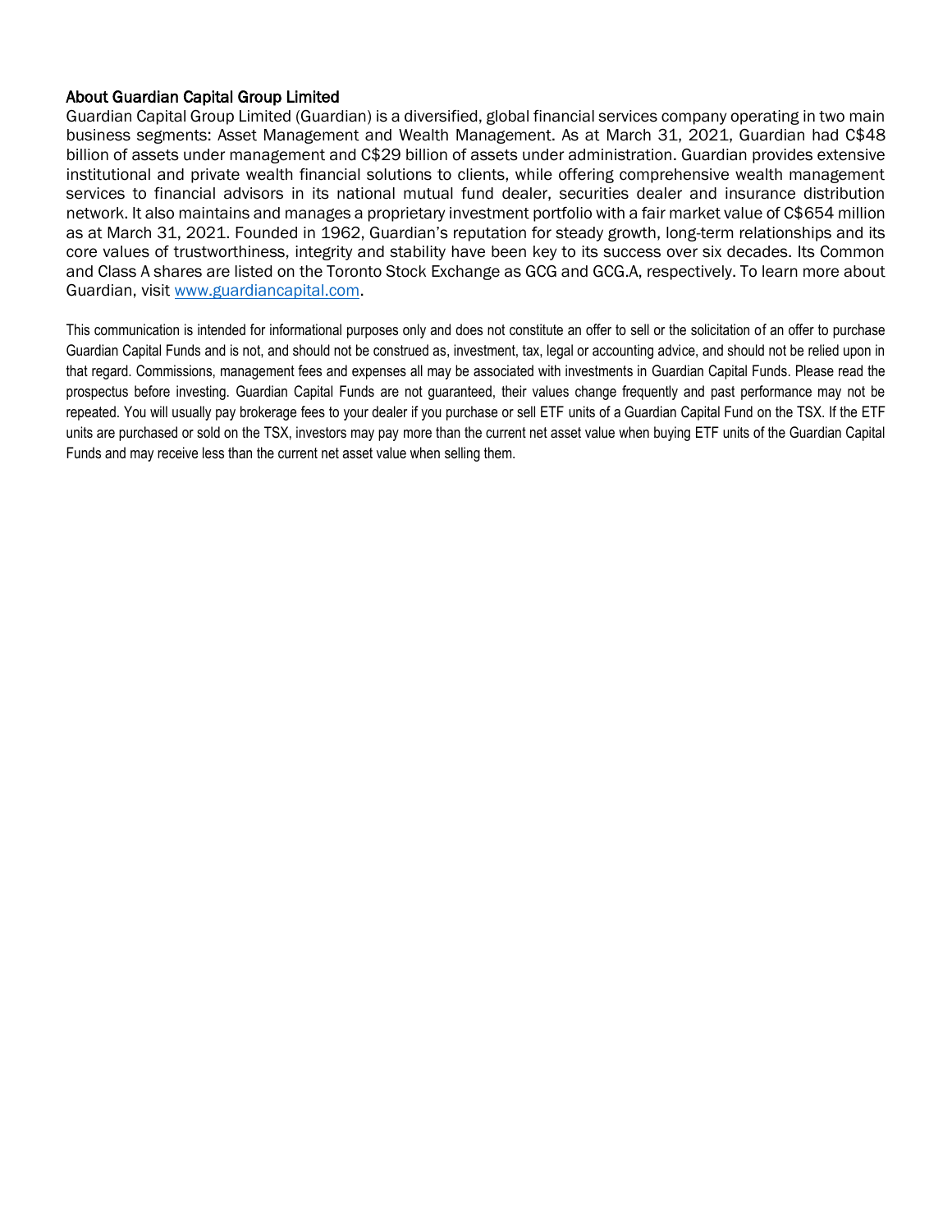**About Guardian Capital Group Limited**

Guardian Capital Group Limited (Guardian) is a diversified, global financial services company operating in two main business segments: Asset Management and Wealth Management. As at March 31, 2021, Guardian had C$48 billion of assets under management and C$29 billion of assets under administration. Guardian provides extensive institutional and private wealth financial solutions to clients, while offering comprehensive wealth management services to financial advisors in its national mutual fund dealer, securities dealer and insurance distribution network. It also maintains and manages a proprietary investment portfolio with a fair market value of C$654 million as at March 31, 2021. Founded in 1962, Guardian's reputation for steady growth, long-term relationships and its core values of trustworthiness, integrity and stability have been key to its success over six decades. Its Common and Class A shares are listed on the Toronto Stock Exchange as GCG and GCG.A, respectively. To learn more about Guardian, visit [www.guardiancapital.com](http://www.guardiancapital.com).

This communication is intended for informational purposes only and does not constitute an offer to sell or the solicitation of an offer to purchase Guardian Capital Funds and is not, and should not be construed as, investment, tax, legal or accounting advice, and should not be relied upon in that regard. Commissions, management fees and expenses all may be associated with investments in Guardian Capital Funds. Please read the prospectus before investing. Guardian Capital Funds are not guaranteed, their values change frequently and past performance may not be repeated. You will usually pay brokerage fees to your dealer if you purchase or sell ETF units of a Guardian Capital Fund on the TSX. If the ETF units are purchased or sold on the TSX, investors may pay more than the current net asset value when buying ETF units of the Guardian Capital Funds and may receive less than the current net asset value when selling them.